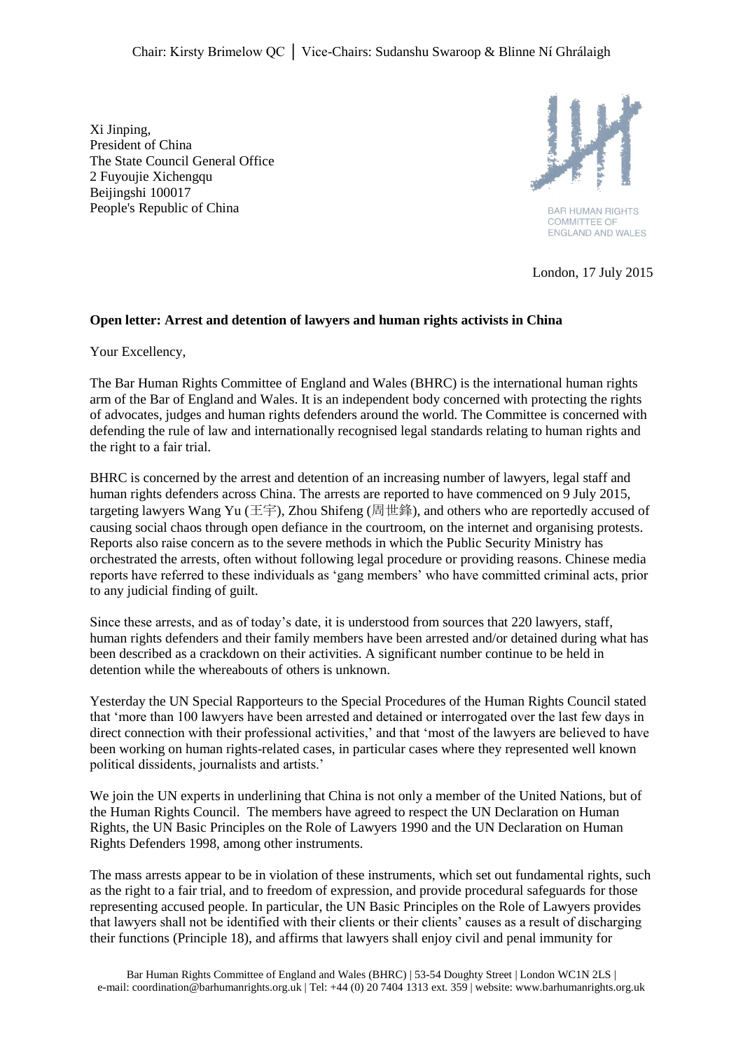Chair: Kirsty Brimelow QC │ Vice-Chairs: Sudanshu Swaroop & Blinne Ní Ghrálaigh

Xi Jinping,
President of China
The State Council General Office
2 Fuyoujie Xichengqu
Beijingshi 100017
People's Republic of China

BAR HUMAN RIGHTS COMMITTEE OF ENGLAND AND WALES

London, 17 July 2015

**Open letter: Arrest and detention of lawyers and human rights activists in China**

Your Excellency,

The Bar Human Rights Committee of England and Wales (BHRC) is the international human rights arm of the Bar of England and Wales. It is an independent body concerned with protecting the rights of advocates, judges and human rights defenders around the world. The Committee is concerned with defending the rule of law and internationally recognised legal standards relating to human rights and the right to a fair trial.

BHRC is concerned by the arrest and detention of an increasing number of lawyers, legal staff and human rights defenders across China. The arrests are reported to have commenced on 9 July 2015, targeting lawyers Wang Yu (王宇), Zhou Shifeng (周世鋒), and others who are reportedly accused of causing social chaos through open defiance in the courtroom, on the internet and organising protests. Reports also raise concern as to the severe methods in which the Public Security Ministry has orchestrated the arrests, often without following legal procedure or providing reasons. Chinese media reports have referred to these individuals as 'gang members' who have committed criminal acts, prior to any judicial finding of guilt.

Since these arrests, and as of today's date, it is understood from sources that 220 lawyers, staff, human rights defenders and their family members have been arrested and/or detained during what has been described as a crackdown on their activities. A significant number continue to be held in detention while the whereabouts of others is unknown.

Yesterday the UN Special Rapporteurs to the Special Procedures of the Human Rights Council stated that 'more than 100 lawyers have been arrested and detained or interrogated over the last few days in direct connection with their professional activities,' and that 'most of the lawyers are believed to have been working on human rights-related cases, in particular cases where they represented well known political dissidents, journalists and artists.'

We join the UN experts in underlining that China is not only a member of the United Nations, but of the Human Rights Council. The members have agreed to respect the UN Declaration on Human Rights, the UN Basic Principles on the Role of Lawyers 1990 and the UN Declaration on Human Rights Defenders 1998, among other instruments.

The mass arrests appear to be in violation of these instruments, which set out fundamental rights, such as the right to a fair trial, and to freedom of expression, and provide procedural safeguards for those representing accused people. In particular, the UN Basic Principles on the Role of Lawyers provides that lawyers shall not be identified with their clients or their clients' causes as a result of discharging their functions (Principle 18), and affirms that lawyers shall enjoy civil and penal immunity for

Bar Human Rights Committee of England and Wales (BHRC) | 53-54 Doughty Street | London WC1N 2LS |
e-mail: coordination@barhumanrights.org.uk | Tel: +44 (0) 20 7404 1313 ext. 359 | website: www.barhumanrights.org.uk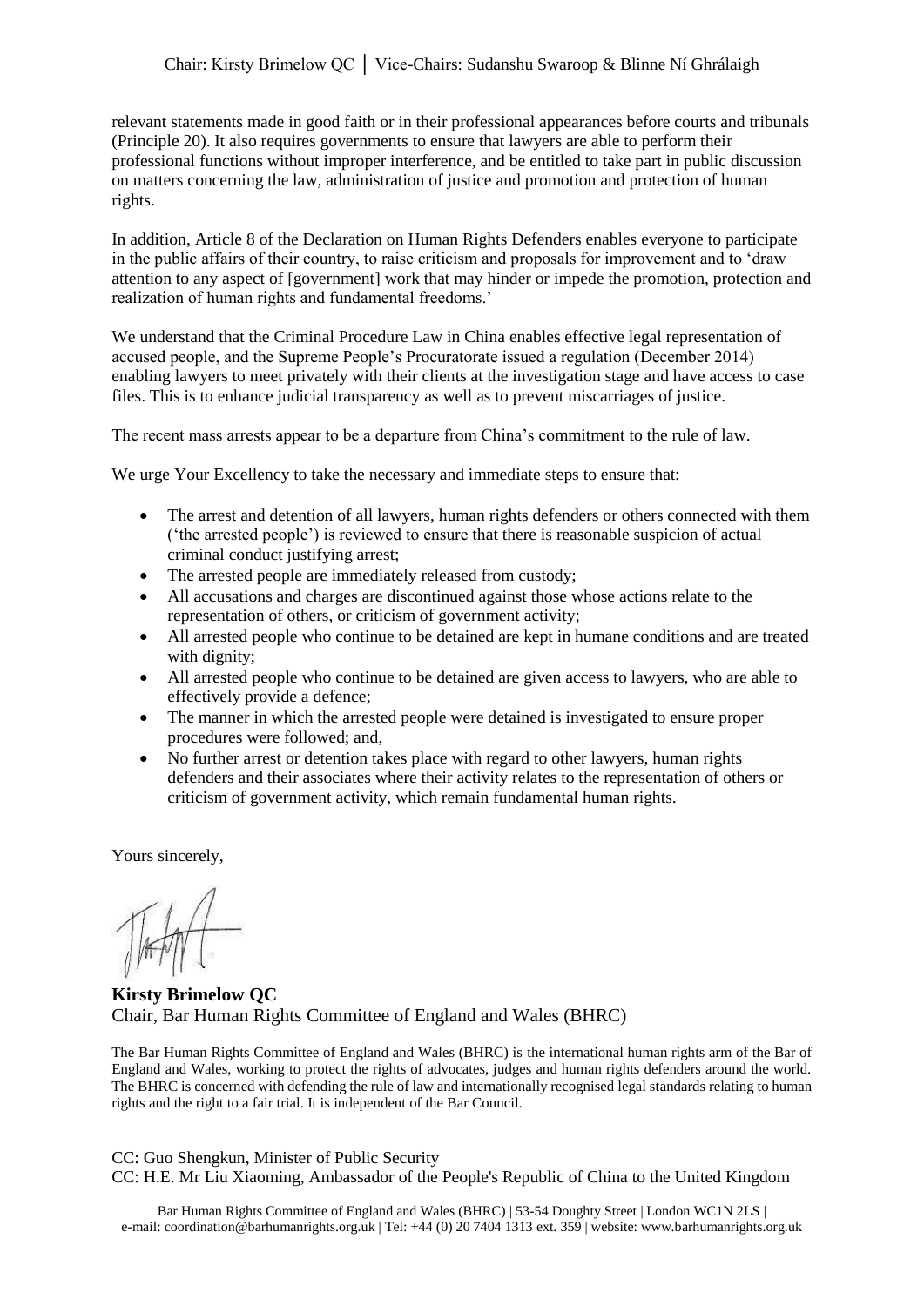relevant statements made in good faith or in their professional appearances before courts and tribunals (Principle 20). It also requires governments to ensure that lawyers are able to perform their professional functions without improper interference, and be entitled to take part in public discussion on matters concerning the law, administration of justice and promotion and protection of human rights.

In addition, Article 8 of the Declaration on Human Rights Defenders enables everyone to participate in the public affairs of their country, to raise criticism and proposals for improvement and to 'draw attention to any aspect of [government] work that may hinder or impede the promotion, protection and realization of human rights and fundamental freedoms.'

We understand that the Criminal Procedure Law in China enables effective legal representation of accused people, and the Supreme People's Procuratorate issued a regulation (December 2014) enabling lawyers to meet privately with their clients at the investigation stage and have access to case files. This is to enhance judicial transparency as well as to prevent miscarriages of justice.

The recent mass arrests appear to be a departure from China's commitment to the rule of law.

We urge Your Excellency to take the necessary and immediate steps to ensure that:

- The arrest and detention of all lawyers, human rights defenders or others connected with them ('the arrested people') is reviewed to ensure that there is reasonable suspicion of actual criminal conduct justifying arrest;
- The arrested people are immediately released from custody;
- All accusations and charges are discontinued against those whose actions relate to the representation of others, or criticism of government activity;
- All arrested people who continue to be detained are kept in humane conditions and are treated with dignity;
- All arrested people who continue to be detained are given access to lawyers, who are able to effectively provide a defence;
- The manner in which the arrested people were detained is investigated to ensure proper procedures were followed; and,
- No further arrest or detention takes place with regard to other lawyers, human rights defenders and their associates where their activity relates to the representation of others or criticism of government activity, which remain fundamental human rights.

Yours sincerely,

**Kirsty Brimelow QC**
Chair, Bar Human Rights Committee of England and Wales (BHRC)

The Bar Human Rights Committee of England and Wales (BHRC) is the international human rights arm of the Bar of England and Wales, working to protect the rights of advocates, judges and human rights defenders around the world. The BHRC is concerned with defending the rule of law and internationally recognised legal standards relating to human rights and the right to a fair trial. It is independent of the Bar Council.

CC: Guo Shengkun, Minister of Public Security
CC: H.E. Mr Liu Xiaoming, Ambassador of the People's Republic of China to the United Kingdom